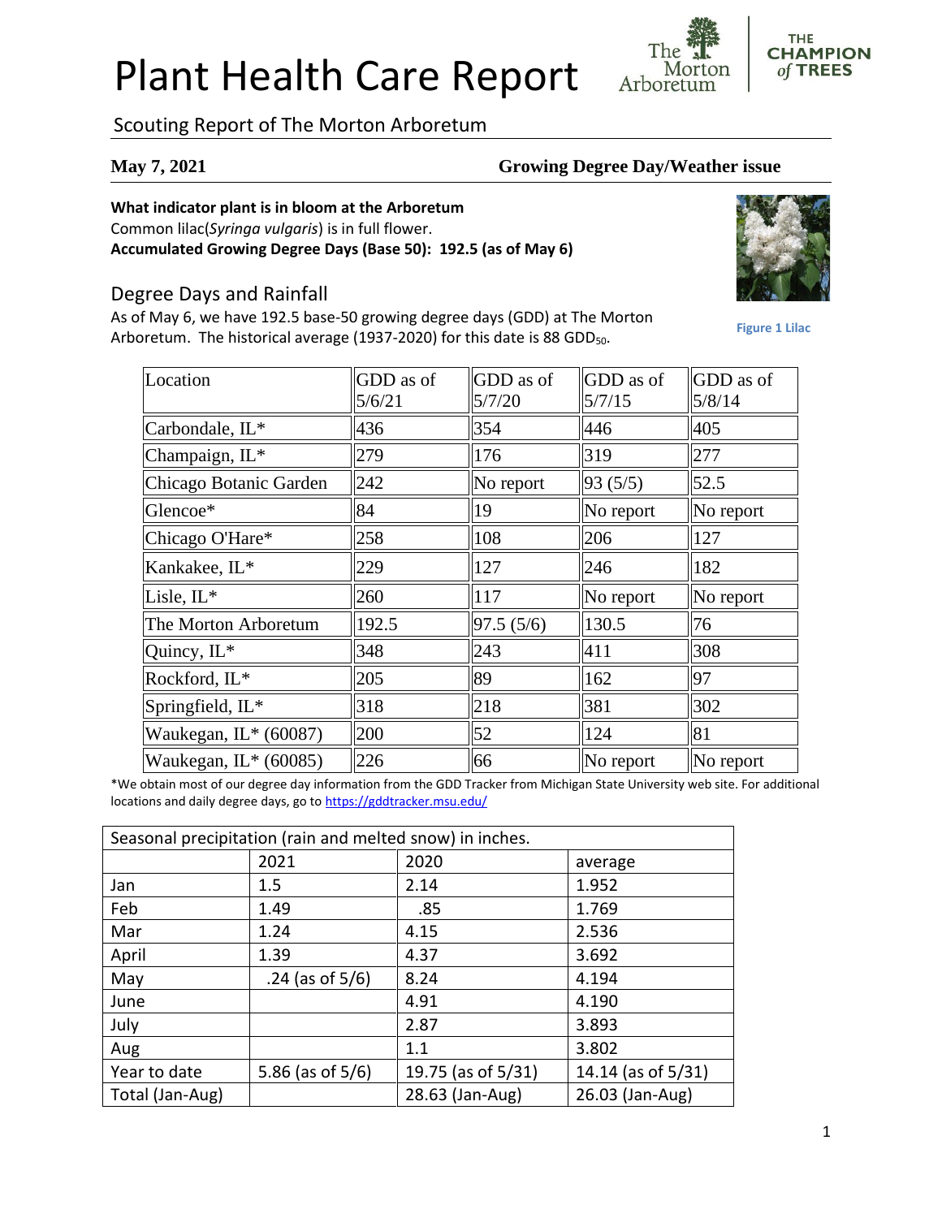# Plant Health Care Report

Scouting Report of The Morton Arboretum

**May 7, 2021** **Growing Degree Day/Weather issue**

**What indicator plant is in bloom at the Arboretum**
Common lilac(*Syringa vulgaris*) is in full flower.
**Accumulated Growing Degree Days (Base 50): 192.5 (as of May 6)**

Figure 1 Lilac

## Degree Days and Rainfall

As of May 6, we have 192.5 base-50 growing degree days (GDD) at The Morton Arboretum. The historical average (1937-2020) for this date is 88 $GDD_{50}$.

| Location | GDD as of 5/6/21 | GDD as of 5/7/20 | GDD as of 5/7/15 | GDD as of 5/8/14 |
|---|---|---|---|---|
| Carbondale, IL* | 436 | 354 | 446 | 405 |
| Champaign, IL* | 279 | 176 | 319 | 277 |
| Chicago Botanic Garden | 242 | No report | 93 (5/5) | 52.5 |
| Glencoe* | 84 | 19 | No report | No report |
| Chicago O'Hare* | 258 | 108 | 206 | 127 |
| Kankakee, IL* | 229 | 127 | 246 | 182 |
| Lisle, IL* | 260 | 117 | No report | No report |
| The Morton Arboretum | 192.5 | 97.5 (5/6) | 130.5 | 76 |
| Quincy, IL* | 348 | 243 | 411 | 308 |
| Rockford, IL* | 205 | 89 | 162 | 97 |
| Springfield, IL* | 318 | 218 | 381 | 302 |
| Waukegan, IL* (60087) | 200 | 52 | 124 | 81 |
| Waukegan, IL* (60085) | 226 | 66 | No report | No report |

*We obtain most of our degree day information from the GDD Tracker from Michigan State University web site. For additional locations and daily degree days, go to https://gddtracker.msu.edu/

| Seasonal precipitation (rain and melted snow) in inches. | | | |
|---|---|---|---|
| | 2021 | 2020 | average |
| Jan | 1.5 | 2.14 | 1.952 |
| Feb | 1.49 | .85 | 1.769 |
| Mar | 1.24 | 4.15 | 2.536 |
| April | 1.39 | 4.37 | 3.692 |
| May | .24 (as of 5/6) | 8.24 | 4.194 |
| June | | 4.91 | 4.190 |
| July | | 2.87 | 3.893 |
| Aug | | 1.1 | 3.802 |
| Year to date | 5.86 (as of 5/6) | 19.75 (as of 5/31) | 14.14 (as of 5/31) |
| Total (Jan-Aug) | | 28.63 (Jan-Aug) | 26.03 (Jan-Aug) |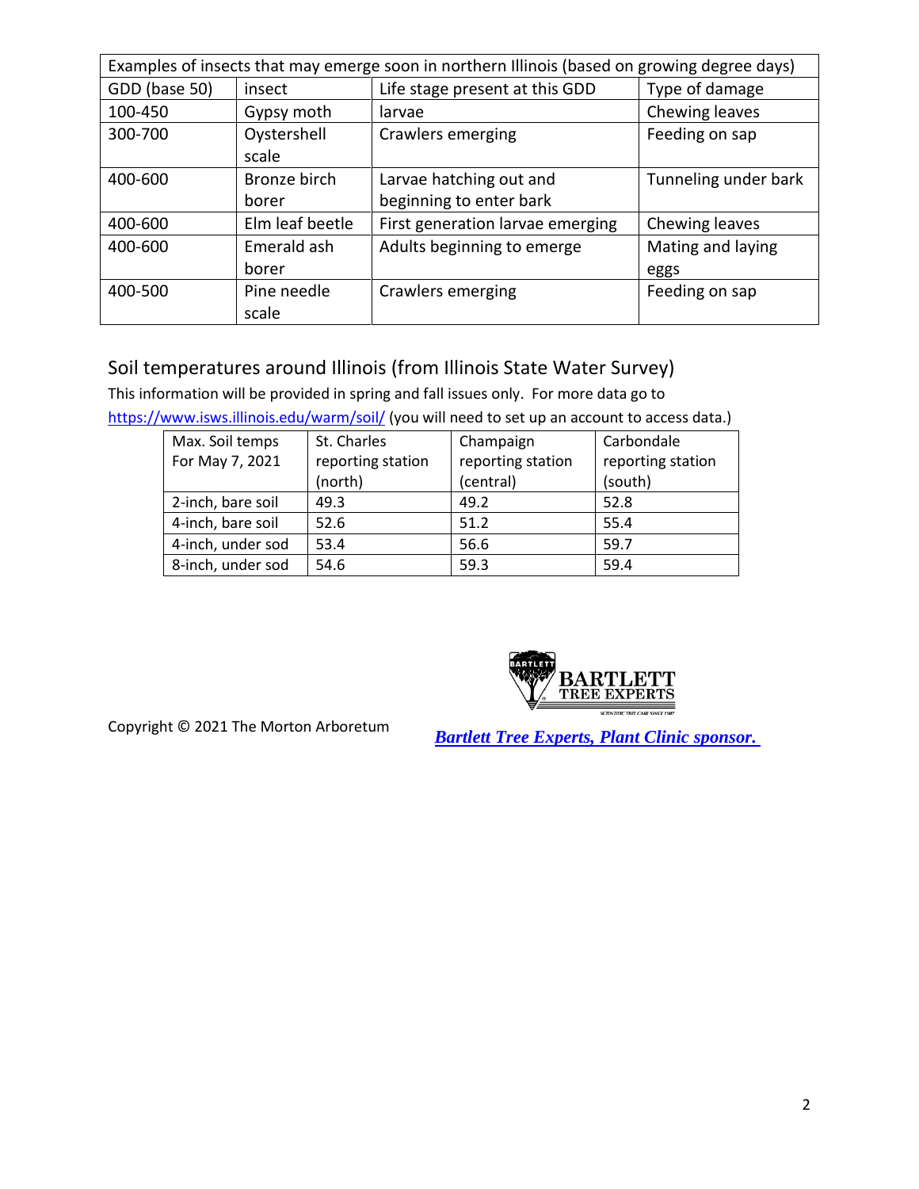| Examples of insects that may emerge soon in northern Illinois (based on growing degree days) | | | |
|---|---|---|---|
| GDD (base 50) | insect | Life stage present at this GDD | Type of damage |
| 100-450 | Gypsy moth | larvae | Chewing leaves |
| 300-700 | Oystershell scale | Crawlers emerging | Feeding on sap |
| 400-600 | Bronze birch borer | Larvae hatching out and beginning to enter bark | Tunneling under bark |
| 400-600 | Elm leaf beetle | First generation larvae emerging | Chewing leaves |
| 400-600 | Emerald ash borer | Adults beginning to emerge | Mating and laying eggs |
| 400-500 | Pine needle scale | Crawlers emerging | Feeding on sap |

## Soil temperatures around Illinois (from Illinois State Water Survey)

This information will be provided in spring and fall issues only. For more data go to https://www.isws.illinois.edu/warm/soil/ (you will need to set up an account to access data.)

| Max. Soil temps For May 7, 2021 | St. Charles reporting station (north) | Champaign reporting station (central) | Carbondale reporting station (south) |
|---|---|---|---|
| 2-inch, bare soil | 49.3 | 49.2 | 52.8 |
| 4-inch, bare soil | 52.6 | 51.2 | 55.4 |
| 4-inch, under sod | 53.4 | 56.6 | 59.7 |
| 8-inch, under sod | 54.6 | 59.3 | 59.4 |

Copyright © 2021 The Morton Arboretum

BARTLETT TREE EXPERTS

***Bartlett Tree Experts, Plant Clinic sponsor.***